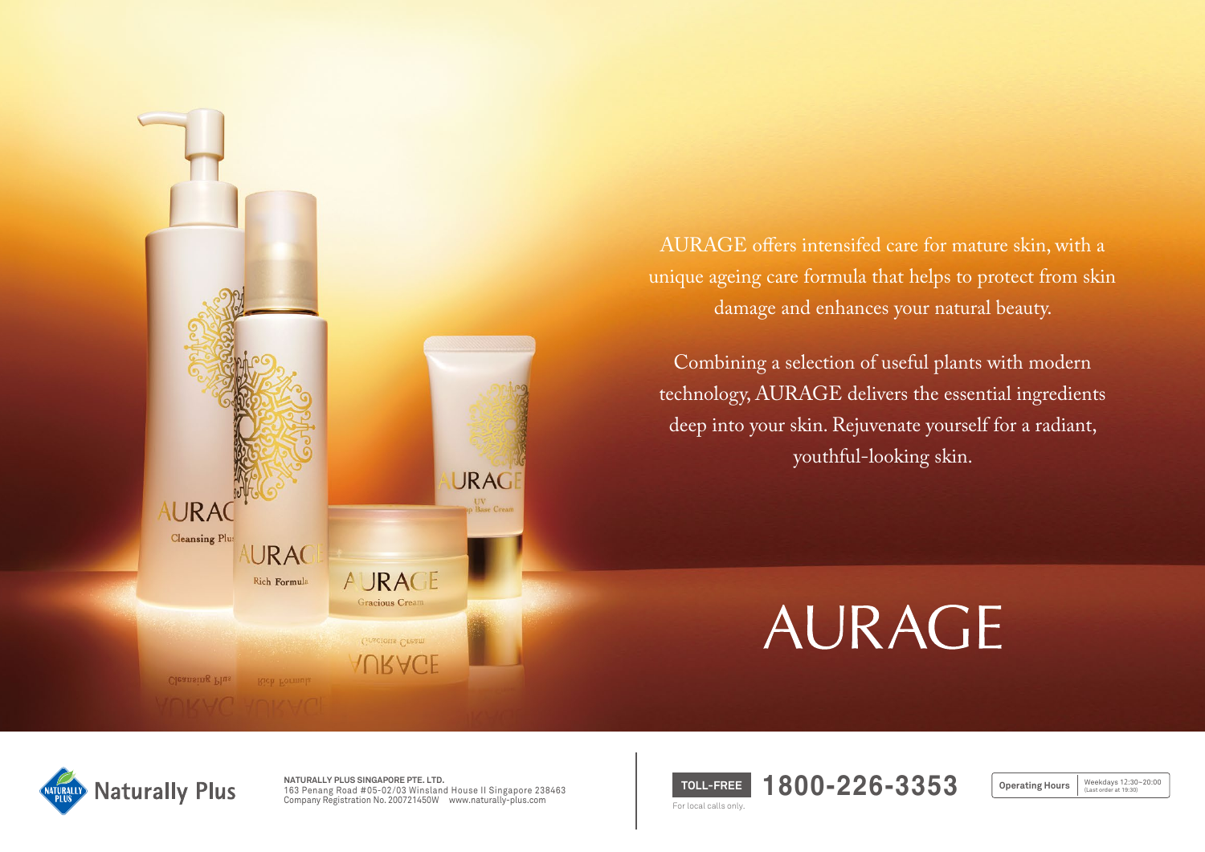AURAGE offers intensifed care for mature skin, with a unique ageing care formula that helps to protect from skin damage and enhances your natural beauty.

Combining a selection of useful plants with modern technology, AURAGE delivers the essential ingredients deep into your skin. Rejuvenate yourself for a radiant, youthful-looking skin.

# AURAGE

Naturally Plus

**NATURALLY PLUS SINGAPORE PTE. LTD.**
163 Penang Road #05-02/03 Winsland House II Singapore 238463
Company Registration No. 200721450W www.naturally-plus.com

**TOLL-FREE** **1800-226-3353**
For local calls only.

**Operating Hours** Weekdays 12:30–20:00 (Last order at 19:30)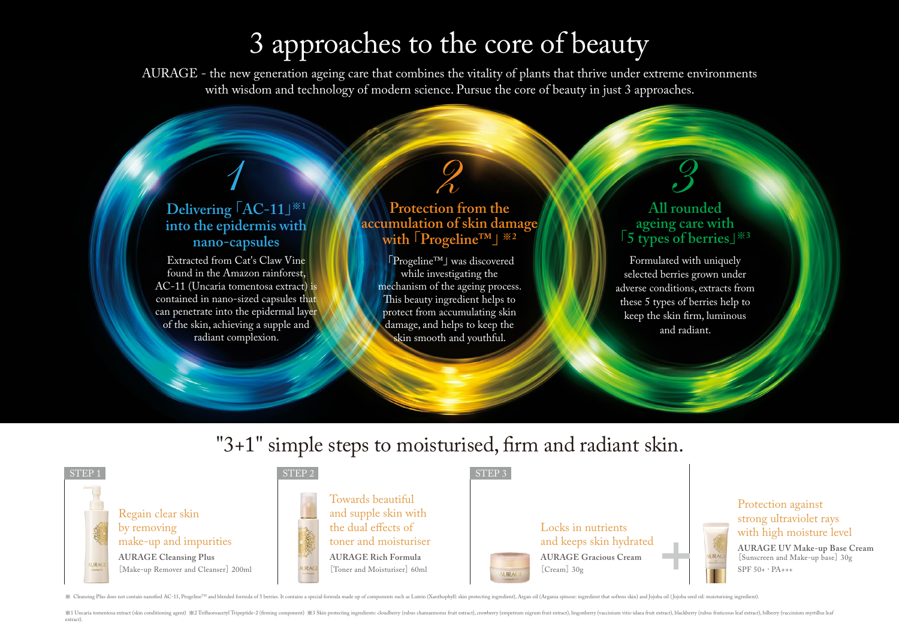# 3 approaches to the core of beauty

AURAGE - the new generation ageing care that combines the vitality of plants that thrive under extreme environments with wisdom and technology of modern science. Pursue the core of beauty in just 3 approaches.

## 1

### Delivering「AC-11」※1 into the epidermis with nano-capsules

Extracted from Cat's Claw Vine found in the Amazon rainforest, AC-11 (Uncaria tomentosa extract) is contained in nano-sized capsules that can penetrate into the epidermal layer of the skin, achieving a supple and radiant complexion.

## 2

### Protection from the accumulation of skin damage with「Progeline™」※2

「Progeline™」was discovered while investigating the mechanism of the ageing process. This beauty ingredient helps to protect from accumulating skin damage, and helps to keep the skin smooth and youthful.

## 3

### All rounded ageing care with「5 types of berries」※3

Formulated with uniquely selected berries grown under adverse conditions, extracts from these 5 types of berries help to keep the skin firm, luminous and radiant.

# "3+1" simple steps to moisturised, firm and radiant skin.

**STEP 1**

Regain clear skin by removing make-up and impurities

**AURAGE Cleansing Plus**
［Make-up Remover and Cleanser］200ml

**STEP 2**

Towards beautiful and supple skin with the dual effects of toner and moisturiser

**AURAGE Rich Formula**
［Toner and Moisturiser］60ml

**STEP 3**

Locks in nutrients and keeps skin hydrated

**AURAGE Gracious Cream**
［Cream］30g

**+**

Protection against strong ultraviolet rays with high moisture level

**AURAGE UV Make-up Base Cream**
［Sunscreen and Make-up base］30g
SPF 50+ · PA+++

※ Cleansing Plus does not contain nanofied AC-11, Progeline™ and blended formula of 5 berries. It contains a special formula made up of components such as Lutein (Xanthophyll: skin protecting ingredient), Argan oil (Argania spinose: ingredient that softens skin) and Jojoba oil (Jojoba seed oil: moisturising ingredient).

※1 Uncaria tomentosa extract (skin conditioning agent) ※2 Trifluoroacetyl Tripeptide-2 (firming component) ※3 Skin protecting ingredients: cloudberry (rubus chamaemorus fruit extract), crowberry (empetrum nigrum fruit extract), lingonberry (vaccinium vitis-idaea fruit extract), blackberry (rubus fruticosus leaf extract), bilberry (vaccinium myrtillus leaf extract).